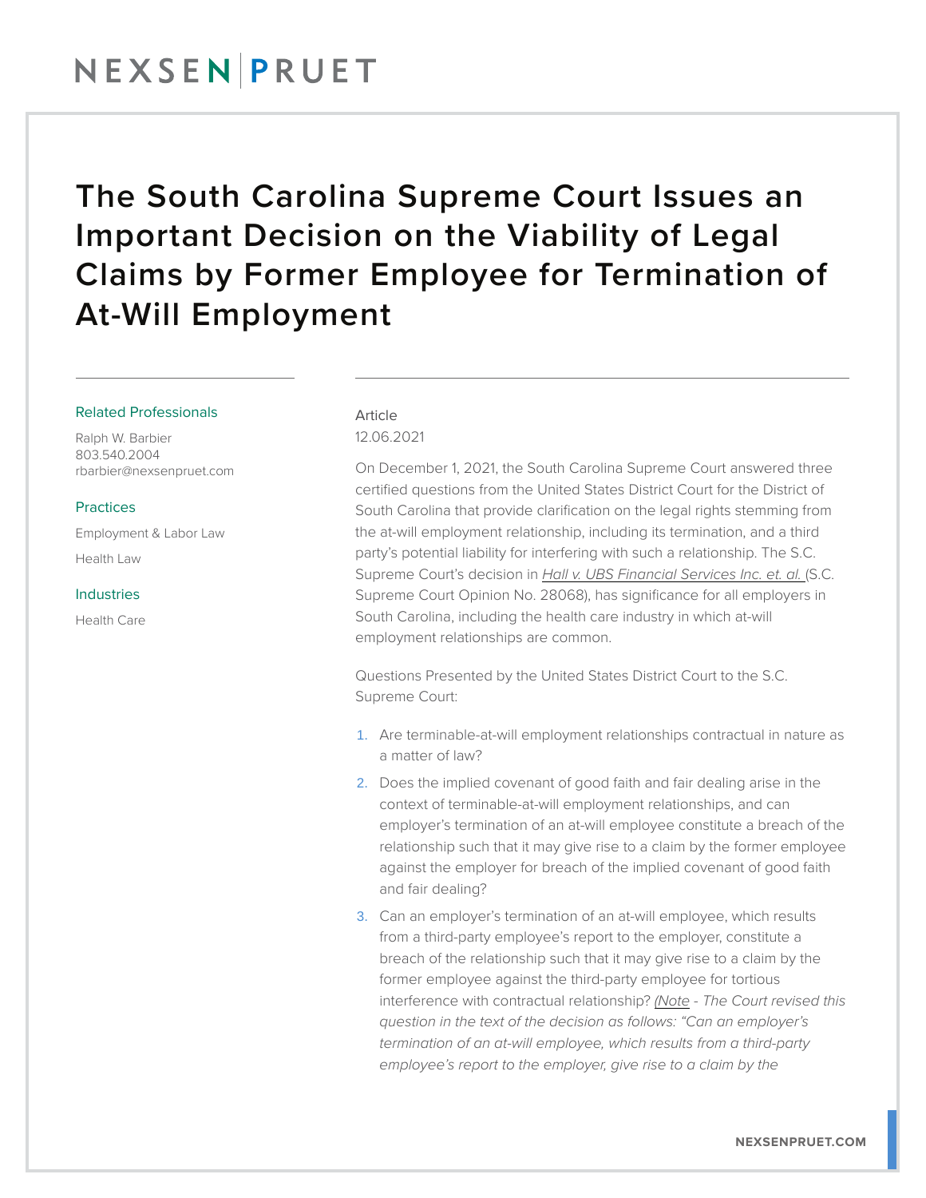# The South Carolina Supreme Court Issues an Important Decision on the Viability of Legal Claims by Former Employee for Termination of At-Will Employment

Related Professionals

Ralph W. Barbier
803.540.2004
rbarbier@nexsenpruet.com

Practices

Employment & Labor Law

Health Law

Industries

Health Care

Article
12.06.2021

On December 1, 2021, the South Carolina Supreme Court answered three certified questions from the United States District Court for the District of South Carolina that provide clarification on the legal rights stemming from the at-will employment relationship, including its termination, and a third party's potential liability for interfering with such a relationship. The S.C. Supreme Court's decision in *Hall v. UBS Financial Services Inc. et. al.* (S.C. Supreme Court Opinion No. 28068), has significance for all employers in South Carolina, including the health care industry in which at-will employment relationships are common.

Questions Presented by the United States District Court to the S.C. Supreme Court:

1. Are terminable-at-will employment relationships contractual in nature as a matter of law?
2. Does the implied covenant of good faith and fair dealing arise in the context of terminable-at-will employment relationships, and can employer's termination of an at-will employee constitute a breach of the relationship such that it may give rise to a claim by the former employee against the employer for breach of the implied covenant of good faith and fair dealing?
3. Can an employer's termination of an at-will employee, which results from a third-party employee's report to the employer, constitute a breach of the relationship such that it may give rise to a claim by the former employee against the third-party employee for tortious interference with contractual relationship? *(Note - The Court revised this question in the text of the decision as follows: "Can an employer's termination of an at-will employee, which results from a third-party employee's report to the employer, give rise to a claim by the*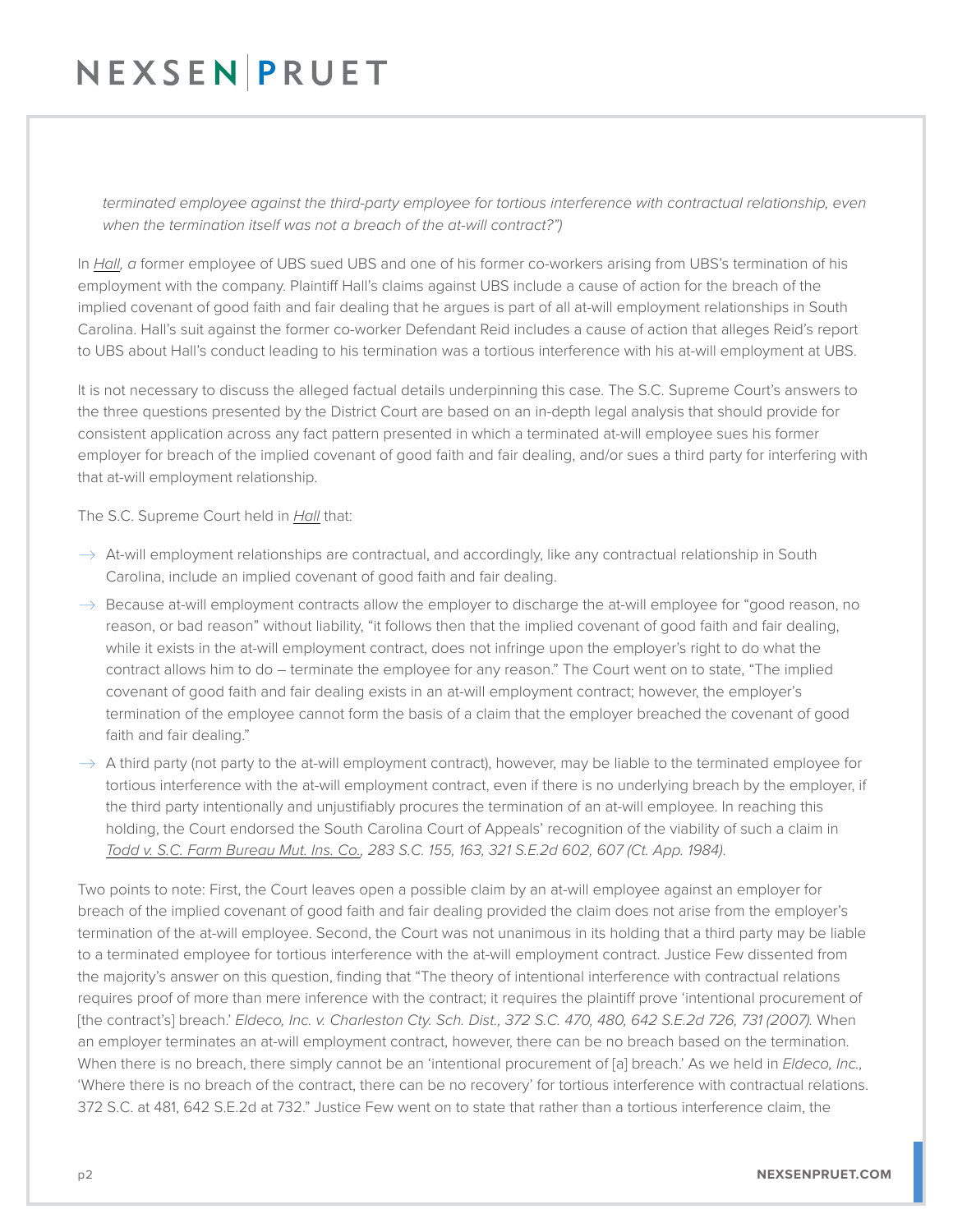*terminated employee against the third-party employee for tortious interference with contractual relationship, even when the termination itself was not a breach of the at-will contract?")*

In _Hall, a_ former employee of UBS sued UBS and one of his former co-workers arising from UBS's termination of his employment with the company. Plaintiff Hall's claims against UBS include a cause of action for the breach of the implied covenant of good faith and fair dealing that he argues is part of all at-will employment relationships in South Carolina. Hall's suit against the former co-worker Defendant Reid includes a cause of action that alleges Reid's report to UBS about Hall's conduct leading to his termination was a tortious interference with his at-will employment at UBS.

It is not necessary to discuss the alleged factual details underpinning this case. The S.C. Supreme Court's answers to the three questions presented by the District Court are based on an in-depth legal analysis that should provide for consistent application across any fact pattern presented in which a terminated at-will employee sues his former employer for breach of the implied covenant of good faith and fair dealing, and/or sues a third party for interfering with that at-will employment relationship.

The S.C. Supreme Court held in _Hall_ that:

- At-will employment relationships are contractual, and accordingly, like any contractual relationship in South Carolina, include an implied covenant of good faith and fair dealing.
- Because at-will employment contracts allow the employer to discharge the at-will employee for "good reason, no reason, or bad reason" without liability, "it follows then that the implied covenant of good faith and fair dealing, while it exists in the at-will employment contract, does not infringe upon the employer's right to do what the contract allows him to do – terminate the employee for any reason." The Court went on to state, "The implied covenant of good faith and fair dealing exists in an at-will employment contract; however, the employer's termination of the employee cannot form the basis of a claim that the employer breached the covenant of good faith and fair dealing."
- A third party (not party to the at-will employment contract), however, may be liable to the terminated employee for tortious interference with the at-will employment contract, even if there is no underlying breach by the employer, if the third party intentionally and unjustifiably procures the termination of an at-will employee. In reaching this holding, the Court endorsed the South Carolina Court of Appeals' recognition of the viability of such a claim in _Todd v. S.C. Farm Bureau Mut. Ins. Co.,_ *283 S.C. 155, 163, 321 S.E.2d 602, 607 (Ct. App. 1984).*

Two points to note: First, the Court leaves open a possible claim by an at-will employee against an employer for breach of the implied covenant of good faith and fair dealing provided the claim does not arise from the employer's termination of the at-will employee. Second, the Court was not unanimous in its holding that a third party may be liable to a terminated employee for tortious interference with the at-will employment contract. Justice Few dissented from the majority's answer on this question, finding that "The theory of intentional interference with contractual relations requires proof of more than mere inference with the contract; it requires the plaintiff prove 'intentional procurement of [the contract's] breach.' *Eldeco, Inc. v. Charleston Cty. Sch. Dist., 372 S.C. 470, 480, 642 S.E.2d 726, 731 (2007).* When an employer terminates an at-will employment contract, however, there can be no breach based on the termination. When there is no breach, there simply cannot be an 'intentional procurement of [a] breach.' As we held in *Eldeco, Inc.,* 'Where there is no breach of the contract, there can be no recovery' for tortious interference with contractual relations. 372 S.C. at 481, 642 S.E.2d at 732." Justice Few went on to state that rather than a tortious interference claim, the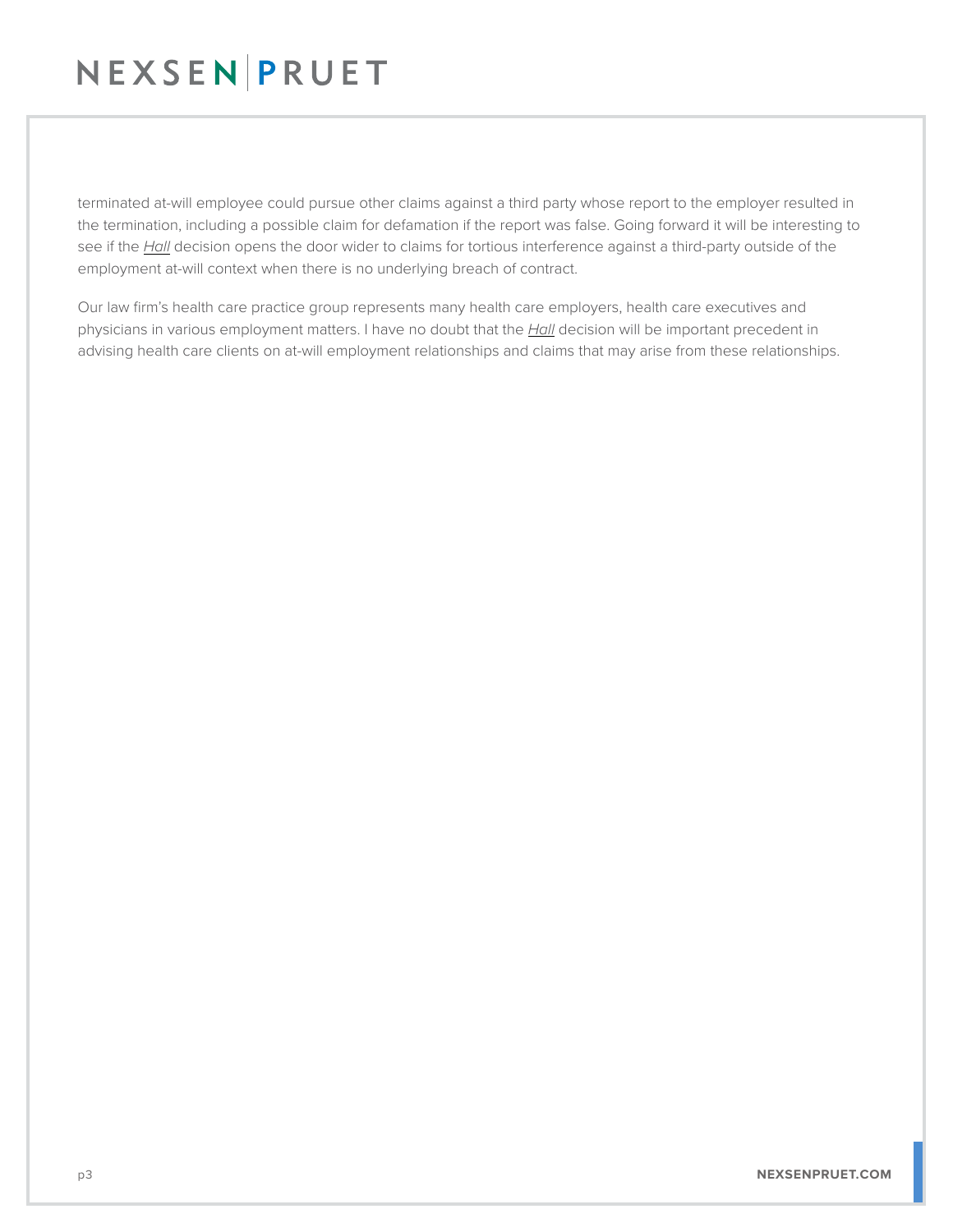terminated at-will employee could pursue other claims against a third party whose report to the employer resulted in the termination, including a possible claim for defamation if the report was false. Going forward it will be interesting to see if the *Hall* decision opens the door wider to claims for tortious interference against a third-party outside of the employment at-will context when there is no underlying breach of contract.

Our law firm's health care practice group represents many health care employers, health care executives and physicians in various employment matters. I have no doubt that the *Hall* decision will be important precedent in advising health care clients on at-will employment relationships and claims that may arise from these relationships.